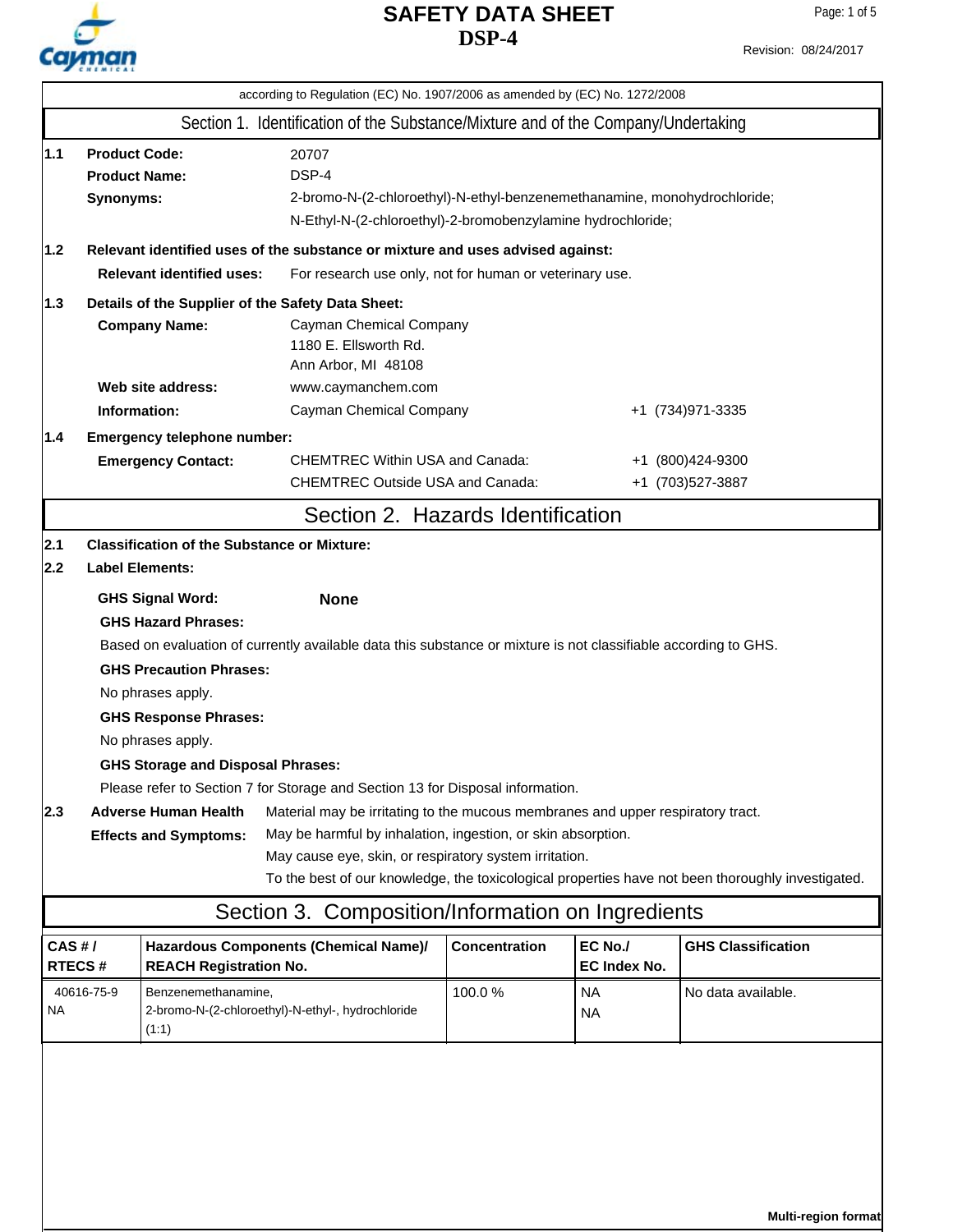# SAFETY DATA SHEET
# DSP-4

Revision: 08/24/2017

according to Regulation (EC) No. 1907/2006 as amended by (EC) No. 1272/2008

## Section 1. Identification of the Substance/Mixture and of the Company/Undertaking

**1.1**

**Product Code:** 20707

**Product Name:** DSP-4

**Synonyms:** 2-bromo-N-(2-chloroethyl)-N-ethyl-benzenemethanamine, monohydrochloride; N-Ethyl-N-(2-chloroethyl)-2-bromobenzylamine hydrochloride;

**1.2 Relevant identified uses of the substance or mixture and uses advised against:**

**Relevant identified uses:** For research use only, not for human or veterinary use.

**1.3 Details of the Supplier of the Safety Data Sheet:**

**Company Name:** Cayman Chemical Company
1180 E. Ellsworth Rd.
Ann Arbor, MI 48108

**Web site address:** www.caymanchem.com

**Information:** Cayman Chemical Company +1 (734)971-3335

**1.4 Emergency telephone number:**

**Emergency Contact:**
CHEMTREC Within USA and Canada: +1 (800)424-9300
CHEMTREC Outside USA and Canada: +1 (703)527-3887

## Section 2. Hazards Identification

**2.1 Classification of the Substance or Mixture:**

**2.2 Label Elements:**

**GHS Signal Word:** **None**

**GHS Hazard Phrases:**

Based on evaluation of currently available data this substance or mixture is not classifiable according to GHS.

**GHS Precaution Phrases:**

No phrases apply.

**GHS Response Phrases:**

No phrases apply.

**GHS Storage and Disposal Phrases:**

Please refer to Section 7 for Storage and Section 13 for Disposal information.

**2.3 Adverse Human Health Effects and Symptoms:**

Material may be irritating to the mucous membranes and upper respiratory tract.
May be harmful by inhalation, ingestion, or skin absorption.
May cause eye, skin, or respiratory system irritation.
To the best of our knowledge, the toxicological properties have not been thoroughly investigated.

## Section 3. Composition/Information on Ingredients

| CAS # / RTECS # | Hazardous Components (Chemical Name)/ REACH Registration No. | Concentration | EC No./ EC Index No. | GHS Classification |
|---|---|---|---|---|
| 40616-75-9<br>NA | Benzenemethanamine, 2-bromo-N-(2-chloroethyl)-N-ethyl-, hydrochloride (1:1) | 100.0 % | NA<br>NA | No data available. |

Multi-region format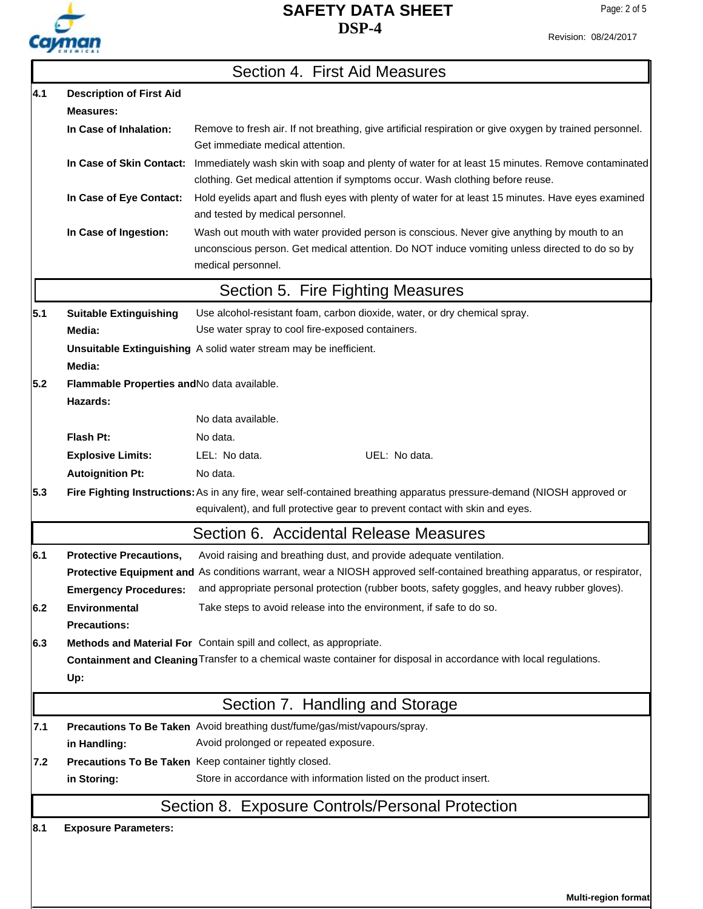## Section 4. First Aid Measures

**4.1 Description of First Aid Measures:**

**In Case of Inhalation:** Remove to fresh air. If not breathing, give artificial respiration or give oxygen by trained personnel. Get immediate medical attention.

**In Case of Skin Contact:** Immediately wash skin with soap and plenty of water for at least 15 minutes. Remove contaminated clothing. Get medical attention if symptoms occur. Wash clothing before reuse.

**In Case of Eye Contact:** Hold eyelids apart and flush eyes with plenty of water for at least 15 minutes. Have eyes examined and tested by medical personnel.

**In Case of Ingestion:** Wash out mouth with water provided person is conscious. Never give anything by mouth to an unconscious person. Get medical attention. Do NOT induce vomiting unless directed to do so by medical personnel.

## Section 5. Fire Fighting Measures

**5.1 Suitable Extinguishing Media:** Use alcohol-resistant foam, carbon dioxide, water, or dry chemical spray. Use water spray to cool fire-exposed containers.

**Unsuitable Extinguishing Media:** A solid water stream may be inefficient.

**5.2 Flammable Properties and Hazards:** No data available.

No data available.

**Flash Pt:** No data.

**Explosive Limits:** LEL: No data. UEL: No data.

**Autoignition Pt:** No data.

**5.3 Fire Fighting Instructions:** As in any fire, wear self-contained breathing apparatus pressure-demand (NIOSH approved or equivalent), and full protective gear to prevent contact with skin and eyes.

## Section 6. Accidental Release Measures

**6.1 Protective Precautions, Protective Equipment and Emergency Procedures:** Avoid raising and breathing dust, and provide adequate ventilation. As conditions warrant, wear a NIOSH approved self-contained breathing apparatus, or respirator, and appropriate personal protection (rubber boots, safety goggles, and heavy rubber gloves).

**6.2 Environmental Precautions:** Take steps to avoid release into the environment, if safe to do so.

**6.3 Methods and Material For Containment and Cleaning Up:** Contain spill and collect, as appropriate. Transfer to a chemical waste container for disposal in accordance with local regulations.

## Section 7. Handling and Storage

**7.1 Precautions To Be Taken in Handling:** Avoid breathing dust/fume/gas/mist/vapours/spray. Avoid prolonged or repeated exposure.

**7.2 Precautions To Be Taken in Storing:** Keep container tightly closed. Store in accordance with information listed on the product insert.

## Section 8. Exposure Controls/Personal Protection

**8.1 Exposure Parameters:**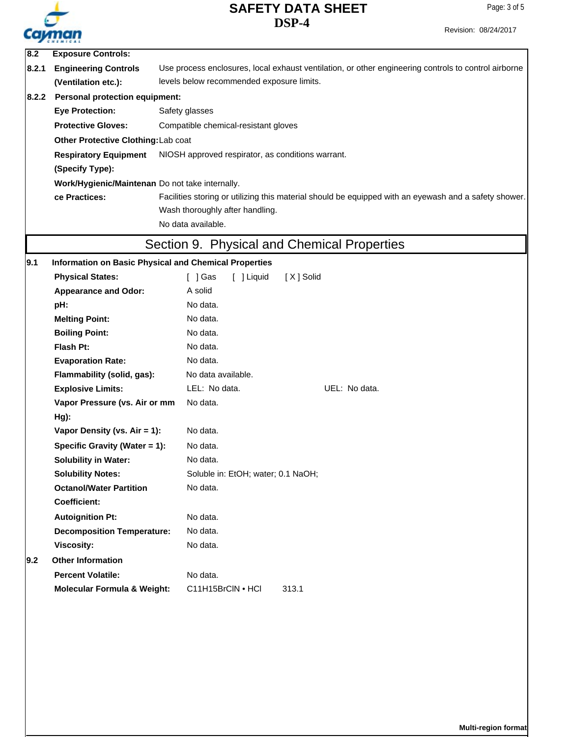**8.2 Exposure Controls:**

**8.2.1 Engineering Controls (Ventilation etc.):** Use process enclosures, local exhaust ventilation, or other engineering controls to control airborne levels below recommended exposure limits.

**8.2.2 Personal protection equipment:**

**Eye Protection:** Safety glasses

**Protective Gloves:** Compatible chemical-resistant gloves

**Other Protective Clothing:** Lab coat

**Respiratory Equipment (Specify Type):** NIOSH approved respirator, as conditions warrant.

**Work/Hygienic/Maintenance Practices:** Do not take internally.
Facilities storing or utilizing this material should be equipped with an eyewash and a safety shower.
Wash thoroughly after handling.
No data available.

# Section 9. Physical and Chemical Properties

**9.1 Information on Basic Physical and Chemical Properties**

| | | |
|---|---|---|
| **Physical States:** | [ ] Gas [ ] Liquid [ X ] Solid | |
| **Appearance and Odor:** | A solid | |
| **pH:** | No data. | |
| **Melting Point:** | No data. | |
| **Boiling Point:** | No data. | |
| **Flash Pt:** | No data. | |
| **Evaporation Rate:** | No data. | |
| **Flammability (solid, gas):** | No data available. | |
| **Explosive Limits:** | LEL: No data. | UEL: No data. |
| **Vapor Pressure (vs. Air or mm Hg):** | No data. | |
| **Vapor Density (vs. Air = 1):** | No data. | |
| **Specific Gravity (Water = 1):** | No data. | |
| **Solubility in Water:** | No data. | |
| **Solubility Notes:** | Soluble in: EtOH; water; 0.1 NaOH; | |
| **Octanol/Water Partition Coefficient:** | No data. | |
| **Autoignition Pt:** | No data. | |
| **Decomposition Temperature:** | No data. | |
| **Viscosity:** | No data. | |

**9.2 Other Information**

| | | |
|---|---|---|
| **Percent Volatile:** | No data. | |
| **Molecular Formula & Weight:** | $C_{11}H_{15}BrClN \cdot HCl$ | 313.1 |

Multi-region format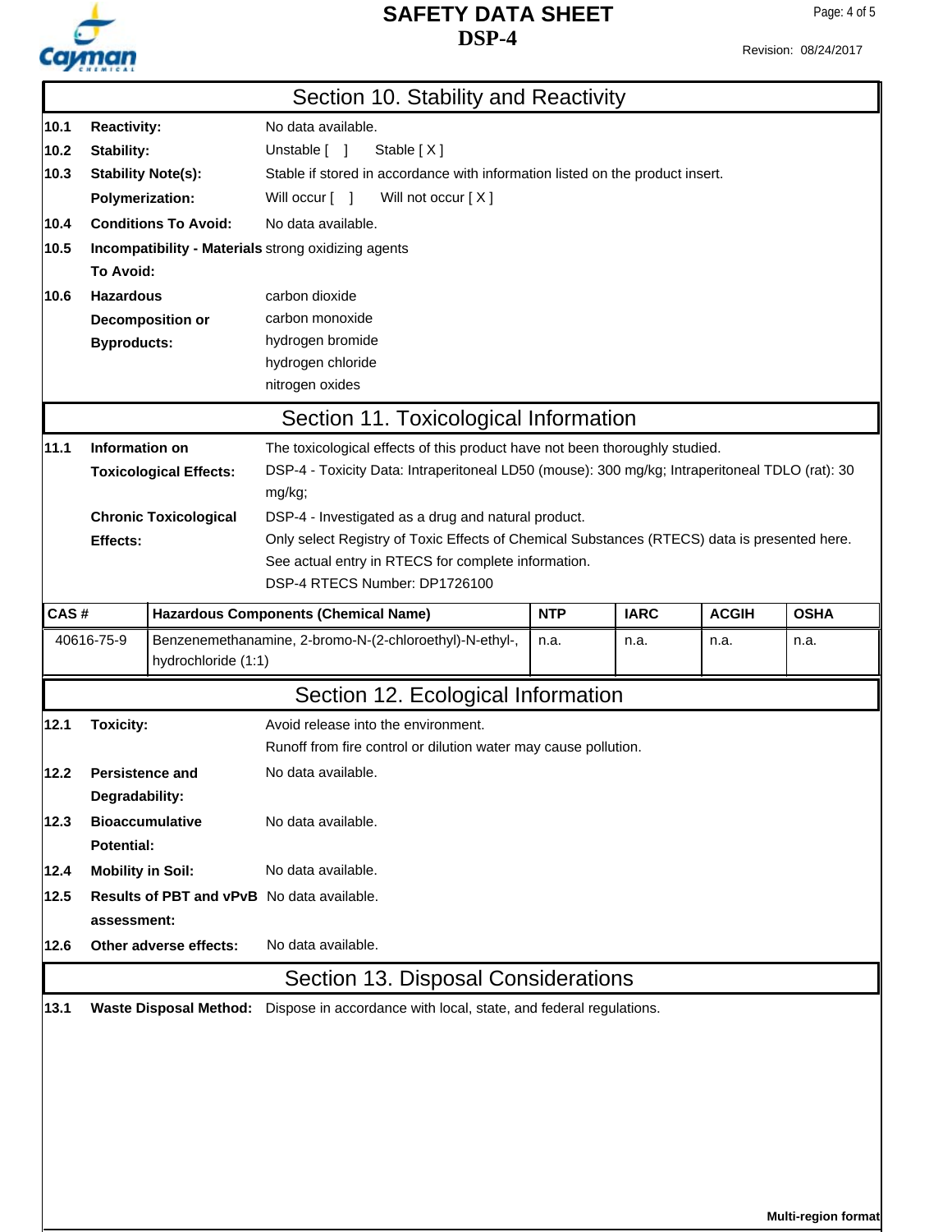## Section 10. Stability and Reactivity

**10.1 Reactivity:** No data available.

**10.2 Stability:** Unstable [ ] Stable [ X ]

**10.3 Stability Note(s):** Stable if stored in accordance with information listed on the product insert.

**Polymerization:** Will occur [ ] Will not occur [ X ]

**10.4 Conditions To Avoid:** No data available.

**10.5 Incompatibility - Materials To Avoid:** strong oxidizing agents

**10.6 Hazardous Decomposition or Byproducts:**
carbon dioxide
carbon monoxide
hydrogen bromide
hydrogen chloride
nitrogen oxides

## Section 11. Toxicological Information

**11.1 Information on Toxicological Effects:** The toxicological effects of this product have not been thoroughly studied.
DSP-4 - Toxicity Data: Intraperitoneal LD50 (mouse): 300 mg/kg; Intraperitoneal TDLO (rat): 30 mg/kg;

**Chronic Toxicological Effects:** DSP-4 - Investigated as a drug and natural product.
Only select Registry of Toxic Effects of Chemical Substances (RTECS) data is presented here. See actual entry in RTECS for complete information.
DSP-4 RTECS Number: DP1726100

| CAS # | Hazardous Components (Chemical Name) | NTP | IARC | ACGIH | OSHA |
|---|---|---|---|---|---|
| 40616-75-9 | Benzenemethanamine, 2-bromo-N-(2-chloroethyl)-N-ethyl-, hydrochloride (1:1) | n.a. | n.a. | n.a. | n.a. |

## Section 12. Ecological Information

**12.1 Toxicity:** Avoid release into the environment.
Runoff from fire control or dilution water may cause pollution.

**12.2 Persistence and Degradability:** No data available.

**12.3 Bioaccumulative Potential:** No data available.

**12.4 Mobility in Soil:** No data available.

**12.5 Results of PBT and vPvB assessment:** No data available.

**12.6 Other adverse effects:** No data available.

## Section 13. Disposal Considerations

**13.1 Waste Disposal Method:** Dispose in accordance with local, state, and federal regulations.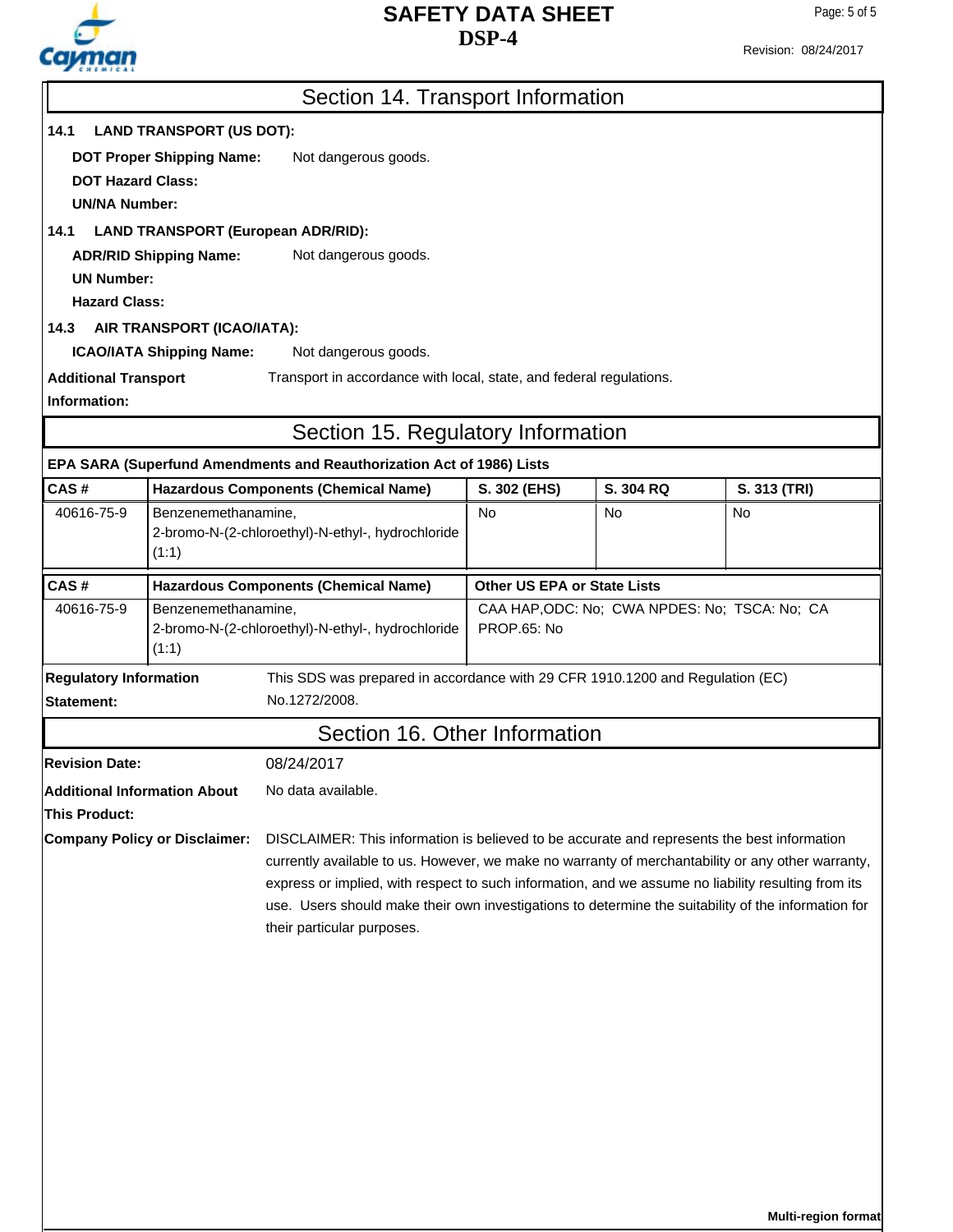## Section 14. Transport Information

**14.1 LAND TRANSPORT (US DOT):**

**DOT Proper Shipping Name:** Not dangerous goods.

**DOT Hazard Class:**

**UN/NA Number:**

**14.1 LAND TRANSPORT (European ADR/RID):**

**ADR/RID Shipping Name:** Not dangerous goods.

**UN Number:**

**Hazard Class:**

**14.3 AIR TRANSPORT (ICAO/IATA):**

**ICAO/IATA Shipping Name:** Not dangerous goods.

**Additional Transport Information:** Transport in accordance with local, state, and federal regulations.

## Section 15. Regulatory Information

**EPA SARA (Superfund Amendments and Reauthorization Act of 1986) Lists**

| CAS # | Hazardous Components (Chemical Name) | S. 302 (EHS) | S. 304 RQ | S. 313 (TRI) |
|---|---|---|---|---|
| 40616-75-9 | Benzenemethanamine, 2-bromo-N-(2-chloroethyl)-N-ethyl-, hydrochloride (1:1) | No | No | No |

| CAS # | Hazardous Components (Chemical Name) | Other US EPA or State Lists |
|---|---|---|
| 40616-75-9 | Benzenemethanamine, 2-bromo-N-(2-chloroethyl)-N-ethyl-, hydrochloride (1:1) | CAA HAP,ODC: No; CWA NPDES: No; TSCA: No; CA PROP.65: No |

**Regulatory Information Statement:** This SDS was prepared in accordance with 29 CFR 1910.1200 and Regulation (EC) No.1272/2008.

## Section 16. Other Information

**Revision Date:** 08/24/2017

**Additional Information About This Product:** No data available.

**Company Policy or Disclaimer:** DISCLAIMER: This information is believed to be accurate and represents the best information currently available to us. However, we make no warranty of merchantability or any other warranty, express or implied, with respect to such information, and we assume no liability resulting from its use. Users should make their own investigations to determine the suitability of the information for their particular purposes.

**Multi-region format**